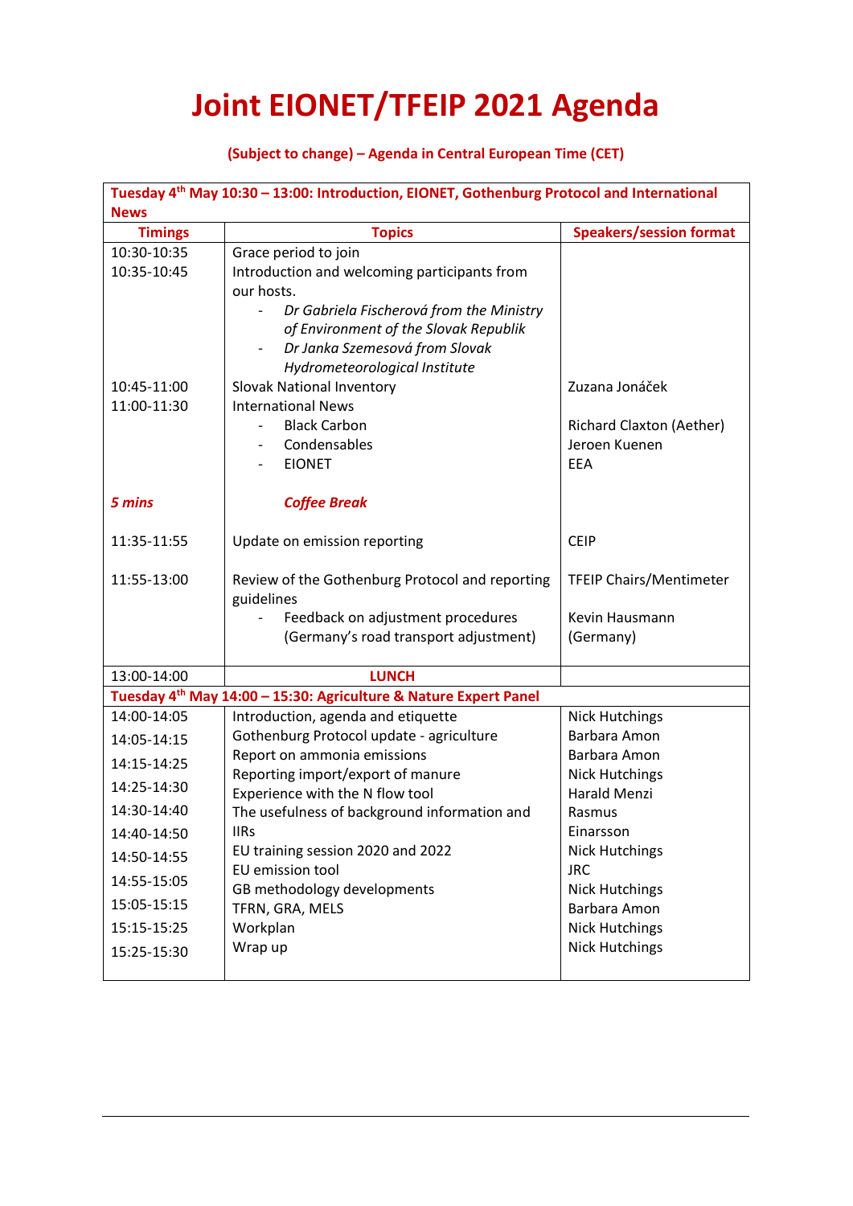# Joint EIONET/TFEIP 2021 Agenda

**(Subject to change) – Agenda in Central European Time (CET)**

| **Tuesday 4th May 10:30 – 13:00: Introduction, EIONET, Gothenburg Protocol and International News** | | |
|---|---|---|
| **Timings** | **Topics** | **Speakers/session format** |
| 10:30-10:35 | Grace period to join | |
| 10:35-10:45 | Introduction and welcoming participants from our hosts.<br>- *Dr Gabriela Fischerová from the Ministry of Environment of the Slovak Republik*<br>- *Dr Janka Szemesová from Slovak Hydrometeorological Institute* | |
| 10:45-11:00 | Slovak National Inventory | Zuzana Jonáček |
| 11:00-11:30 | International News<br>- Black Carbon<br>- Condensables<br>- EIONET | <br>Richard Claxton (Aether)<br>Jeroen Kuenen<br>EEA |
| ***5 mins*** | ***Coffee Break*** | |
| 11:35-11:55 | Update on emission reporting | CEIP |
| 11:55-13:00 | Review of the Gothenburg Protocol and reporting guidelines<br>- Feedback on adjustment procedures (Germany's road transport adjustment) | TFEIP Chairs/Mentimeter<br>Kevin Hausmann (Germany) |
| 13:00-14:00 | **LUNCH** | |
| **Tuesday 4th May 14:00 – 15:30: Agriculture & Nature Expert Panel** | | |
| 14:00-14:05 | Introduction, agenda and etiquette | Nick Hutchings |
| 14:05-14:15 | Gothenburg Protocol update - agriculture | Barbara Amon |
| 14:15-14:25 | Report on ammonia emissions | Barbara Amon |
| 14:25-14:30 | Reporting import/export of manure | Nick Hutchings |
| 14:30-14:40 | Experience with the N flow tool | Harald Menzi |
| 14:40-14:50 | The usefulness of background information and IIRs | Rasmus Einarsson |
| 14:50-14:55 | EU training session 2020 and 2022 | Nick Hutchings |
| 14:55-15:05 | EU emission tool | JRC |
| 15:05-15:15 | GB methodology developments | Nick Hutchings |
| 15:15-15:25 | TFRN, GRA, MELS | Barbara Amon |
| 15:25-15:30 | Workplan | Nick Hutchings |
| | Wrap up | Nick Hutchings |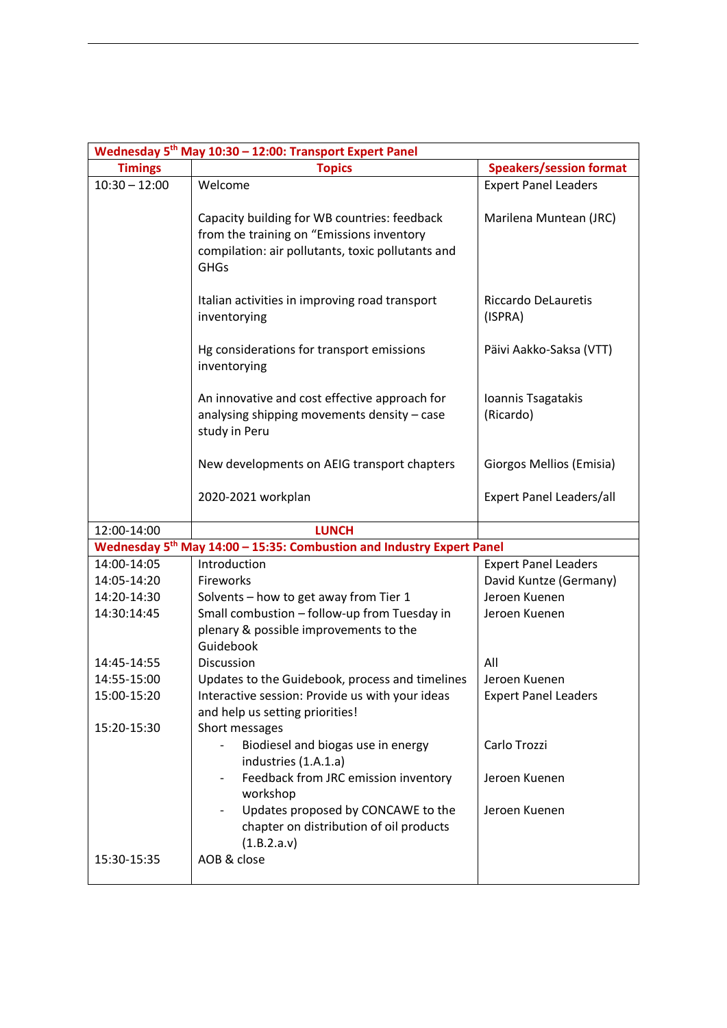| Wednesday 5th May 10:30 – 12:00: Transport Expert Panel | | |
|---|---|---|
| **Timings** | **Topics** | **Speakers/session format** |
| 10:30 – 12:00 | Welcome | Expert Panel Leaders |
| | Capacity building for WB countries: feedback from the training on "Emissions inventory compilation: air pollutants, toxic pollutants and GHGs | Marilena Muntean (JRC) |
| | Italian activities in improving road transport inventorying | Riccardo DeLauretis (ISPRA) |
| | Hg considerations for transport emissions inventorying | Päivi Aakko-Saksa (VTT) |
| | An innovative and cost effective approach for analysing shipping movements density – case study in Peru | Ioannis Tsagatakis (Ricardo) |
| | New developments on AEIG transport chapters | Giorgos Mellios (Emisia) |
| | 2020-2021 workplan | Expert Panel Leaders/all |
| 12:00-14:00 | **LUNCH** | |
| **Wednesday 5th May 14:00 – 15:35: Combustion and Industry Expert Panel** | | |
| 14:00-14:05 | Introduction | Expert Panel Leaders |
| 14:05-14:20 | Fireworks | David Kuntze (Germany) |
| 14:20-14:30 | Solvents – how to get away from Tier 1 | Jeroen Kuenen |
| 14:30:14:45 | Small combustion – follow-up from Tuesday in plenary & possible improvements to the Guidebook | Jeroen Kuenen |
| 14:45-14:55 | Discussion | All |
| 14:55-15:00 | Updates to the Guidebook, process and timelines | Jeroen Kuenen |
| 15:00-15:20 | Interactive session: Provide us with your ideas and help us setting priorities! | Expert Panel Leaders |
| 15:20-15:30 | Short messages | |
| | - Biodiesel and biogas use in energy industries (1.A.1.a) | Carlo Trozzi |
| | - Feedback from JRC emission inventory workshop | Jeroen Kuenen |
| | - Updates proposed by CONCAWE to the chapter on distribution of oil products (1.B.2.a.v) | Jeroen Kuenen |
| 15:30-15:35 | AOB & close | |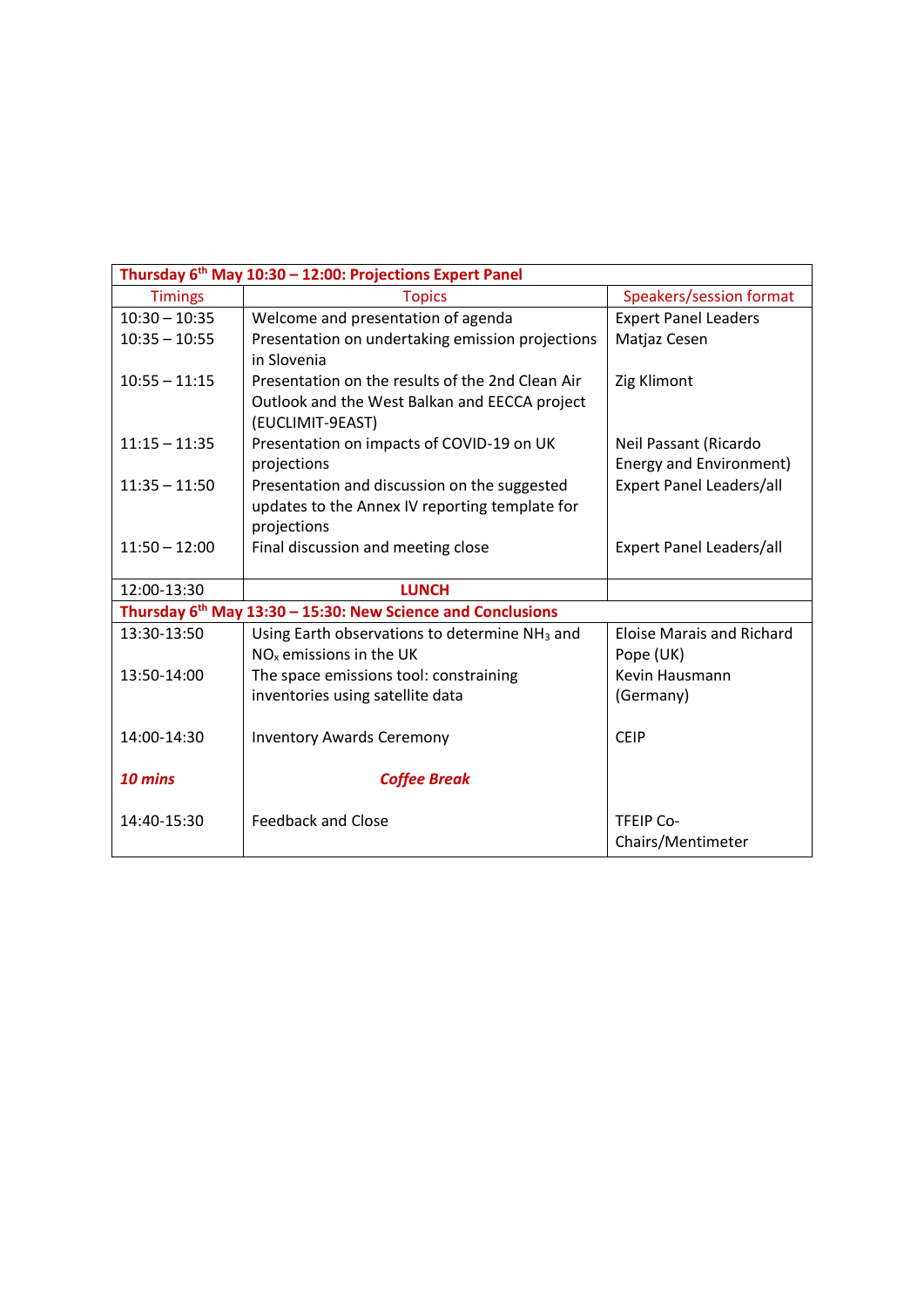| Thursday 6th May 10:30 – 12:00: Projections Expert Panel | | |
|---|---|---|
| Timings | Topics | Speakers/session format |
| 10:30 – 10:35 | Welcome and presentation of agenda | Expert Panel Leaders |
| 10:35 – 10:55 | Presentation on undertaking emission projections in Slovenia | Matjaz Cesen |
| 10:55 – 11:15 | Presentation on the results of the 2nd Clean Air Outlook and the West Balkan and EECCA project (EUCLIMIT-9EAST) | Zig Klimont |
| 11:15 – 11:35 | Presentation on impacts of COVID-19 on UK projections | Neil Passant (Ricardo Energy and Environment) |
| 11:35 – 11:50 | Presentation and discussion on the suggested updates to the Annex IV reporting template for projections | Expert Panel Leaders/all |
| 11:50 – 12:00 | Final discussion and meeting close | Expert Panel Leaders/all |
| 12:00-13:30 | **LUNCH** | |
| **Thursday 6th May 13:30 – 15:30: New Science and Conclusions** | | |
| 13:30-13:50 | Using Earth observations to determine $NH_3$ and $NO_x$ emissions in the UK | Eloise Marais and Richard Pope (UK) |
| 13:50-14:00 | The space emissions tool: constraining inventories using satellite data | Kevin Hausmann (Germany) |
| 14:00-14:30 | Inventory Awards Ceremony | CEIP |
| ***10 mins*** | ***Coffee Break*** | |
| 14:40-15:30 | Feedback and Close | TFEIP Co-Chairs/Mentimeter |